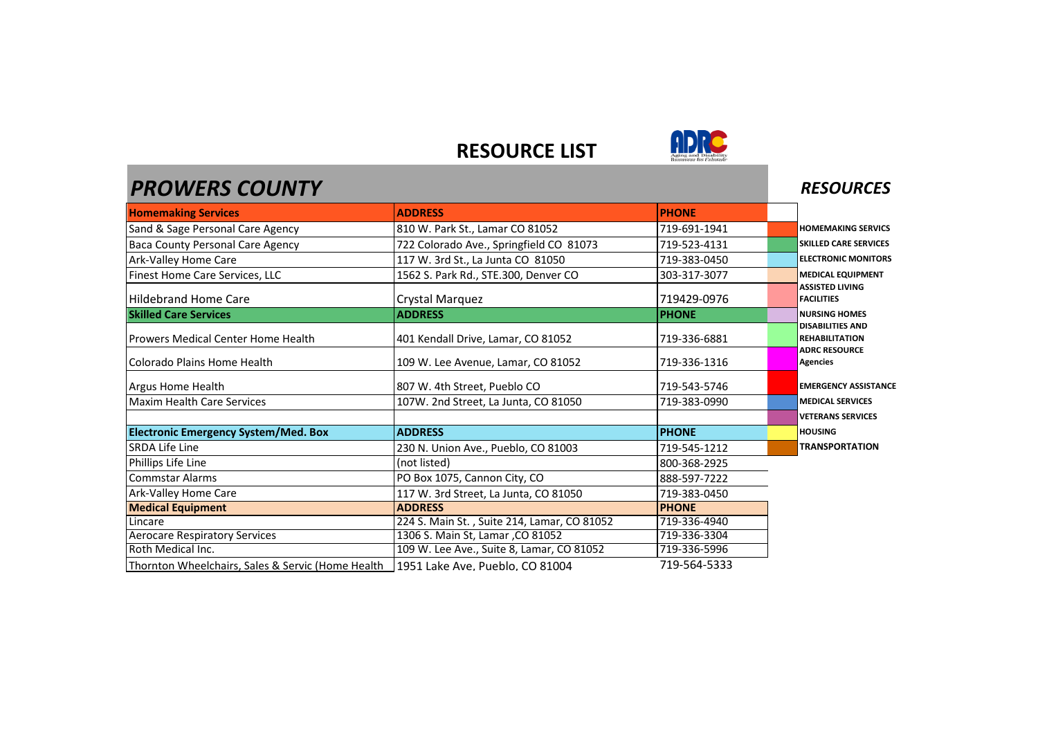# RESOURCE LIST

## PROWERS COUNTY

| Homemaking Services | ADDRESS | PHONE |
|---|---|---|
| Sand & Sage Personal Care Agency | 810 W. Park St., Lamar CO 81052 | 719-691-1941 |
| Baca County Personal Care Agency | 722 Colorado Ave., Springfield CO 81073 | 719-523-4131 |
| Ark-Valley Home Care | 117 W. 3rd St., La Junta CO 81050 | 719-383-0450 |
| Finest Home Care Services, LLC | 1562 S. Park Rd., STE.300, Denver CO | 303-317-3077 |
| Hildebrand Home Care | Crystal Marquez | 719429-0976 |
| **Skilled Care Services** | **ADDRESS** | **PHONE** |
| Prowers Medical Center Home Health | 401 Kendall Drive, Lamar, CO 81052 | 719-336-6881 |
| Colorado Plains Home Health | 109 W. Lee Avenue, Lamar, CO 81052 | 719-336-1316 |
| Argus Home Health | 807 W. 4th Street, Pueblo CO | 719-543-5746 |
| Maxim Health Care Services | 107W. 2nd Street, La Junta, CO 81050 | 719-383-0990 |
| | | |
| **Electronic Emergency System/Med. Box** | **ADDRESS** | **PHONE** |
| SRDA Life Line | 230 N. Union Ave., Pueblo, CO 81003 | 719-545-1212 |
| Phillips Life Line | (not listed) | 800-368-2925 |
| Commstar Alarms | PO Box 1075, Cannon City, CO | 888-597-7222 |
| Ark-Valley Home Care | 117 W. 3rd Street, La Junta, CO 81050 | 719-383-0450 |
| **Medical Equipment** | **ADDRESS** | **PHONE** |
| Lincare | 224 S. Main St. , Suite 214, Lamar, CO 81052 | 719-336-4940 |
| Aerocare Respiratory Services | 1306 S. Main St, Lamar ,CO 81052 | 719-336-3304 |
| Roth Medical Inc. | 109 W. Lee Ave., Suite 8, Lamar, CO 81052 | 719-336-5996 |
| Thornton Wheelchairs, Sales & Servic (Home Health | 1951 Lake Ave, Pueblo, CO 81004 | 719-564-5333 |

### RESOURCES

- HOMEMAKING SERVICS
- SKILLED CARE SERVICES
- ELECTRONIC MONITORS
- MEDICAL EQUIPMENT
- ASSISTED LIVING FACILITIES
- NURSING HOMES
- DISABILITIES AND REHABILITATION
- ADRC RESOURCE Agencies
- EMERGENCY ASSISTANCE
- MEDICAL SERVICES
- VETERANS SERVICES
- HOUSING
- TRANSPORTATION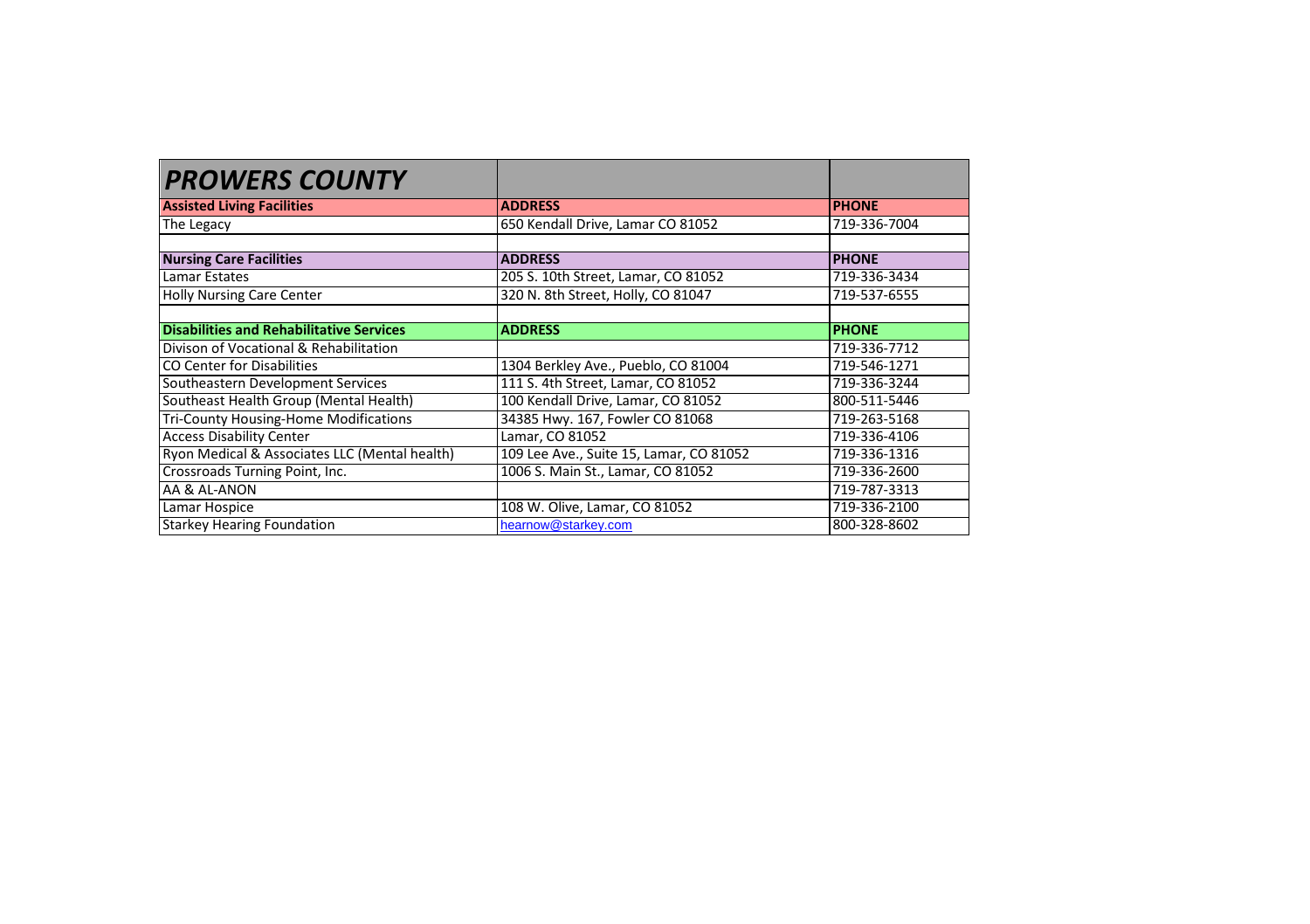| *PROWERS COUNTY* | | |
|---|---|---|
| **Assisted Living Facilities** | **ADDRESS** | **PHONE** |
| The Legacy | 650 Kendall Drive, Lamar CO 81052 | 719-336-7004 |
| | | |
| **Nursing Care Facilities** | **ADDRESS** | **PHONE** |
| Lamar Estates | 205 S. 10th Street, Lamar, CO 81052 | 719-336-3434 |
| Holly Nursing Care Center | 320 N. 8th Street, Holly, CO 81047 | 719-537-6555 |
| | | |
| **Disabilities and Rehabilitative Services** | **ADDRESS** | **PHONE** |
| Divison of Vocational & Rehabilitation | | 719-336-7712 |
| CO Center for Disabilities | 1304 Berkley Ave., Pueblo, CO 81004 | 719-546-1271 |
| Southeastern Development Services | 111 S. 4th Street, Lamar, CO 81052 | 719-336-3244 |
| Southeast Health Group (Mental Health) | 100 Kendall Drive, Lamar, CO 81052 | 800-511-5446 |
| Tri-County Housing-Home Modifications | 34385 Hwy. 167, Fowler CO 81068 | 719-263-5168 |
| Access Disability Center | Lamar, CO 81052 | 719-336-4106 |
| Ryon Medical & Associates LLC (Mental health) | 109 Lee Ave., Suite 15, Lamar, CO 81052 | 719-336-1316 |
| Crossroads Turning Point, Inc. | 1006 S. Main St., Lamar, CO 81052 | 719-336-2600 |
| AA & AL-ANON | | 719-787-3313 |
| Lamar Hospice | 108 W. Olive, Lamar, CO 81052 | 719-336-2100 |
| Starkey Hearing Foundation | hearnow@starkey.com | 800-328-8602 |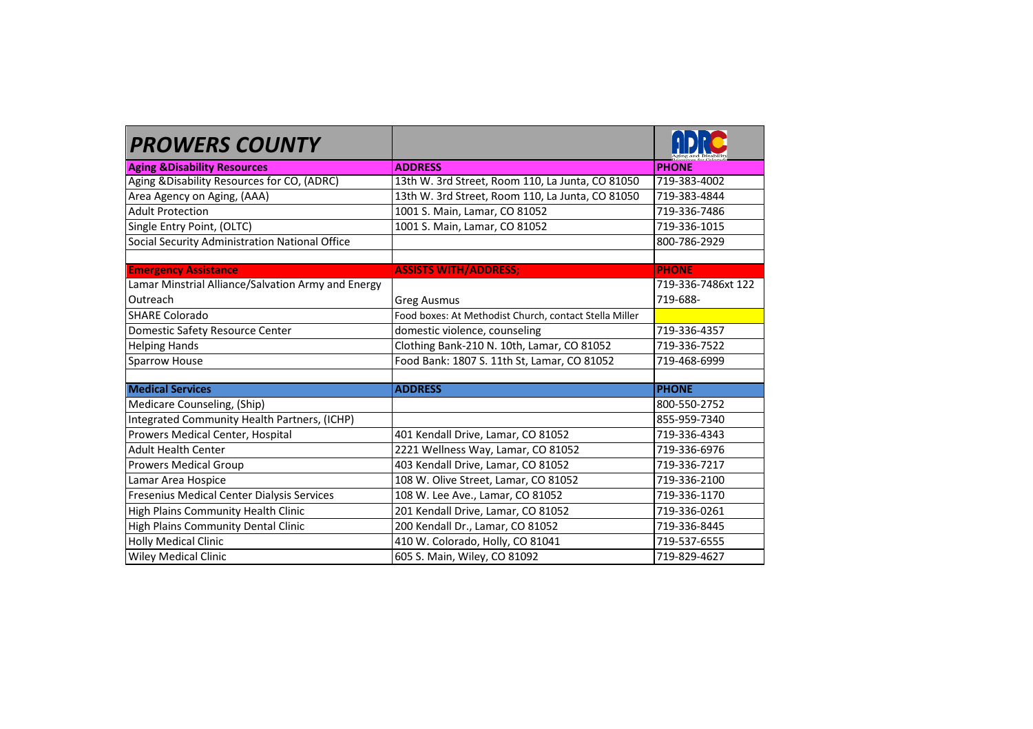# PROWERS COUNTY

| Aging &Disability Resources | ADDRESS | PHONE |
|---|---|---|
| Aging &Disability Resources for CO, (ADRC) | 13th W. 3rd Street, Room 110, La Junta, CO 81050 | 719-383-4002 |
| Area Agency on Aging, (AAA) | 13th W. 3rd Street, Room 110, La Junta, CO 81050 | 719-383-4844 |
| Adult Protection | 1001 S. Main, Lamar, CO 81052 | 719-336-7486 |
| Single Entry Point, (OLTC) | 1001 S. Main, Lamar, CO 81052 | 719-336-1015 |
| Social Security Administration National Office | | 800-786-2929 |
| | | |
| **Emergency Assistance** | **ASSISTS WITH/ADDRESS;** | **PHONE** |
| Lamar Minstrial Alliance/Salvation Army and Energy Outreach | Greg Ausmus | 719-336-7486xt 122 719-688- |
| SHARE Colorado | Food boxes: At Methodist Church, contact Stella Miller | |
| Domestic Safety Resource Center | domestic violence, counseling | 719-336-4357 |
| Helping Hands | Clothing Bank-210 N. 10th, Lamar, CO 81052 | 719-336-7522 |
| Sparrow House | Food Bank: 1807 S. 11th St, Lamar, CO 81052 | 719-468-6999 |
| | | |
| **Medical Services** | **ADDRESS** | **PHONE** |
| Medicare Counseling, (Ship) | | 800-550-2752 |
| Integrated Community Health Partners, (ICHP) | | 855-959-7340 |
| Prowers Medical Center, Hospital | 401 Kendall Drive, Lamar, CO 81052 | 719-336-4343 |
| Adult Health Center | 2221 Wellness Way, Lamar, CO 81052 | 719-336-6976 |
| Prowers Medical Group | 403 Kendall Drive, Lamar, CO 81052 | 719-336-7217 |
| Lamar Area Hospice | 108 W. Olive Street, Lamar, CO 81052 | 719-336-2100 |
| Fresenius Medical Center Dialysis Services | 108 W. Lee Ave., Lamar, CO 81052 | 719-336-1170 |
| High Plains Community Health Clinic | 201 Kendall Drive, Lamar, CO 81052 | 719-336-0261 |
| High Plains Community Dental Clinic | 200 Kendall Dr., Lamar, CO 81052 | 719-336-8445 |
| Holly Medical Clinic | 410 W. Colorado, Holly, CO 81041 | 719-537-6555 |
| Wiley Medical Clinic | 605 S. Main, Wiley, CO 81092 | 719-829-4627 |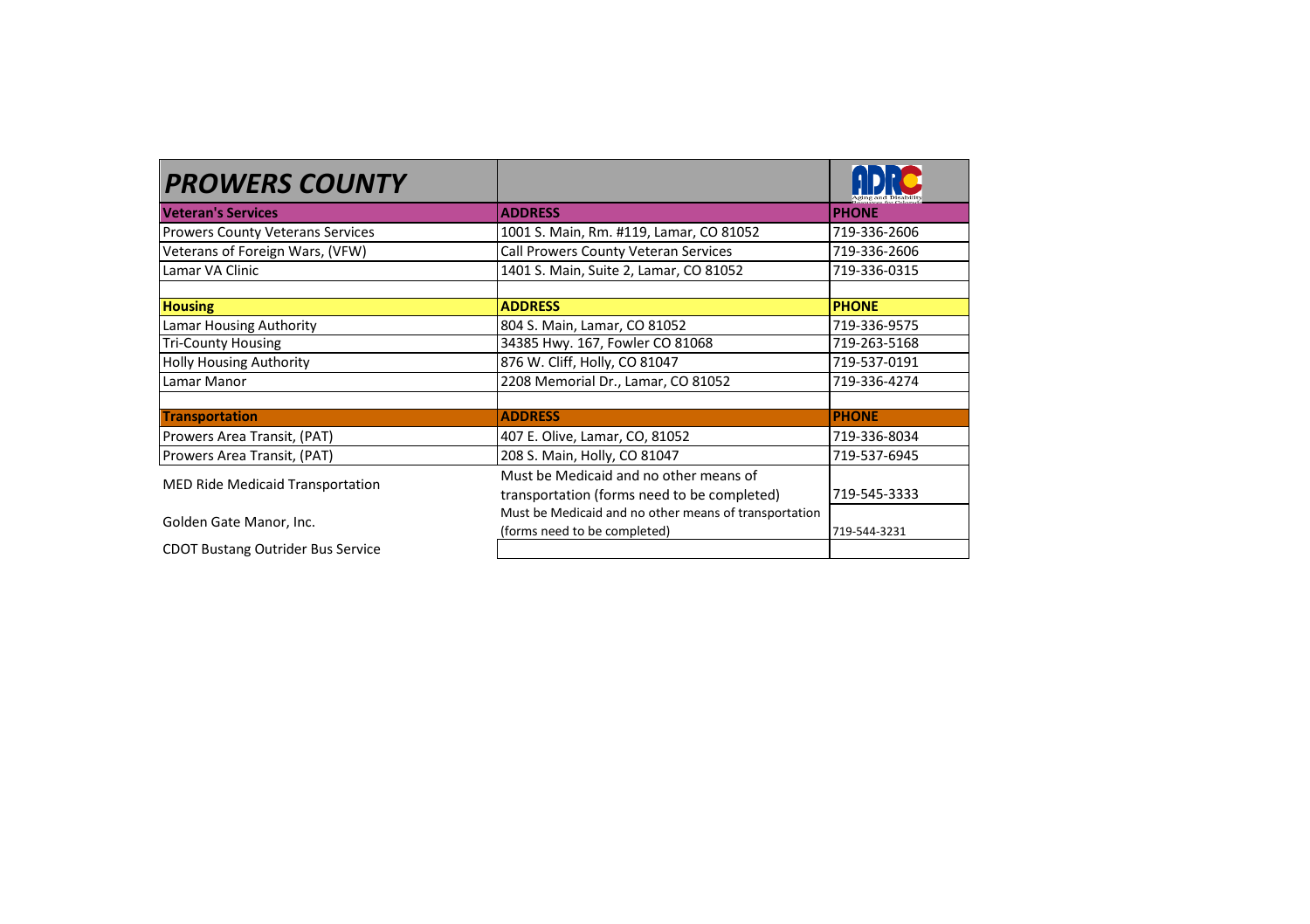| PROWERS COUNTY | | |
|---|---|---|
| **Veteran's Services** | **ADDRESS** | **PHONE** |
| Prowers County Veterans Services | 1001 S. Main, Rm. #119, Lamar, CO 81052 | 719-336-2606 |
| Veterans of Foreign Wars, (VFW) | Call Prowers County Veteran Services | 719-336-2606 |
| Lamar VA Clinic | 1401 S. Main, Suite 2, Lamar, CO 81052 | 719-336-0315 |
| | | |
| **Housing** | **ADDRESS** | **PHONE** |
| Lamar Housing Authority | 804 S. Main, Lamar, CO 81052 | 719-336-9575 |
| Tri-County Housing | 34385 Hwy. 167, Fowler CO 81068 | 719-263-5168 |
| Holly Housing Authority | 876 W. Cliff, Holly, CO 81047 | 719-537-0191 |
| Lamar Manor | 2208 Memorial Dr., Lamar, CO 81052 | 719-336-4274 |
| | | |
| **Transportation** | **ADDRESS** | **PHONE** |
| Prowers Area Transit, (PAT) | 407 E. Olive, Lamar, CO, 81052 | 719-336-8034 |
| Prowers Area Transit, (PAT) | 208 S. Main, Holly, CO 81047 | 719-537-6945 |
| MED Ride Medicaid Transportation | Must be Medicaid and no other means of transportation (forms need to be completed) | 719-545-3333 |
| Golden Gate Manor, Inc. | Must be Medicaid and no other means of transportation (forms need to be completed) | 719-544-3231 |
| CDOT Bustang Outrider Bus Service | | |